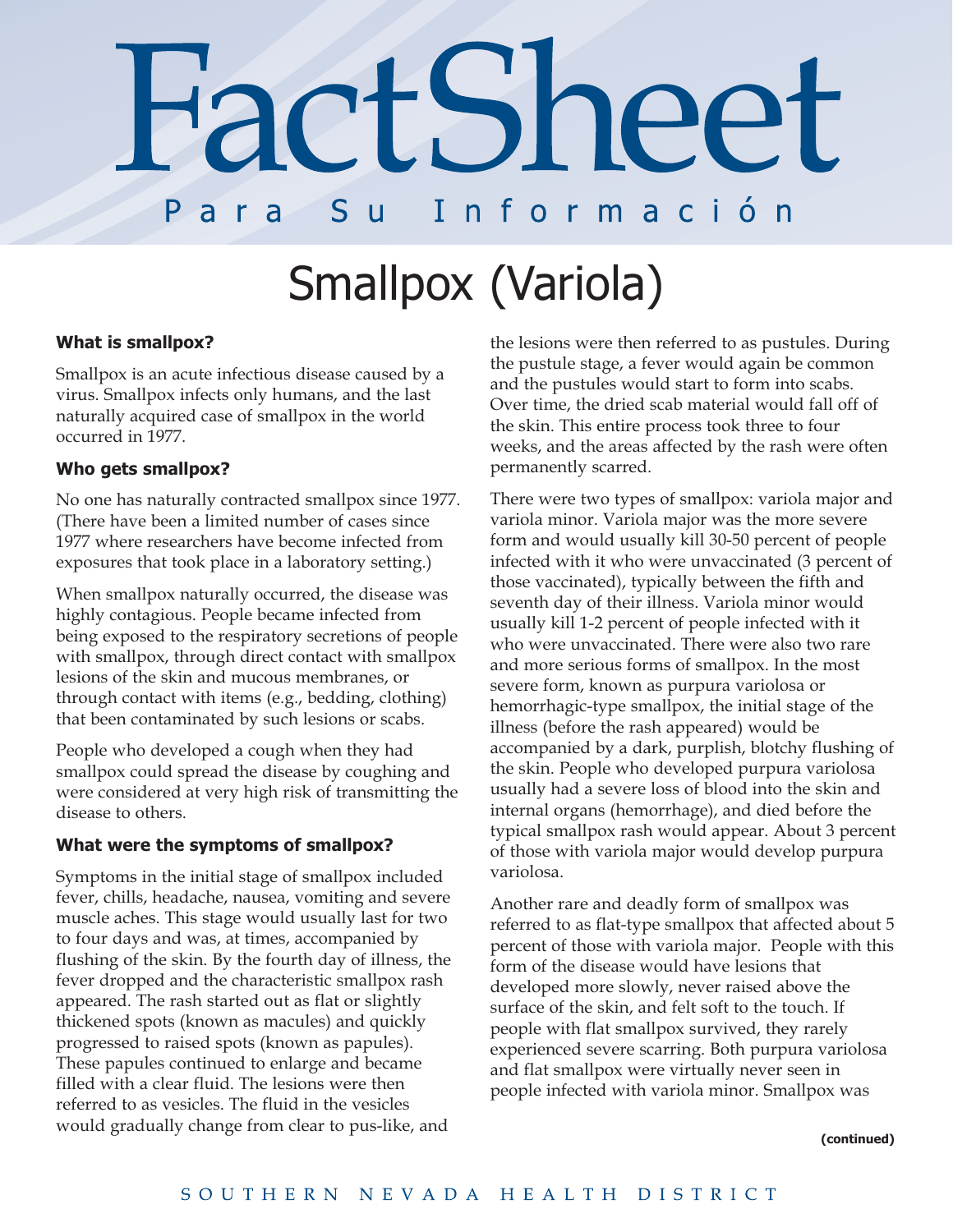# FactSheet

Para Su Información

## Smallpox (Variola)

### What is smallpox?

Smallpox is an acute infectious disease caused by a virus. Smallpox infects only humans, and the last naturally acquired case of smallpox in the world occurred in 1977.

### Who gets smallpox?

No one has naturally contracted smallpox since 1977. (There have been a limited number of cases since 1977 where researchers have become infected from exposures that took place in a laboratory setting.)

When smallpox naturally occurred, the disease was highly contagious. People became infected from being exposed to the respiratory secretions of people with smallpox, through direct contact with smallpox lesions of the skin and mucous membranes, or through contact with items (e.g., bedding, clothing) that been contaminated by such lesions or scabs.

People who developed a cough when they had smallpox could spread the disease by coughing and were considered at very high risk of transmitting the disease to others.

### What were the symptoms of smallpox?

Symptoms in the initial stage of smallpox included fever, chills, headache, nausea, vomiting and severe muscle aches. This stage would usually last for two to four days and was, at times, accompanied by flushing of the skin. By the fourth day of illness, the fever dropped and the characteristic smallpox rash appeared. The rash started out as flat or slightly thickened spots (known as macules) and quickly progressed to raised spots (known as papules). These papules continued to enlarge and became filled with a clear fluid. The lesions were then referred to as vesicles. The fluid in the vesicles would gradually change from clear to pus-like, and the lesions were then referred to as pustules. During the pustule stage, a fever would again be common and the pustules would start to form into scabs. Over time, the dried scab material would fall off of the skin. This entire process took three to four weeks, and the areas affected by the rash were often permanently scarred.

There were two types of smallpox: variola major and variola minor. Variola major was the more severe form and would usually kill 30-50 percent of people infected with it who were unvaccinated (3 percent of those vaccinated), typically between the fifth and seventh day of their illness. Variola minor would usually kill 1-2 percent of people infected with it who were unvaccinated. There were also two rare and more serious forms of smallpox. In the most severe form, known as purpura variolosa or hemorrhagic-type smallpox, the initial stage of the illness (before the rash appeared) would be accompanied by a dark, purplish, blotchy flushing of the skin. People who developed purpura variolosa usually had a severe loss of blood into the skin and internal organs (hemorrhage), and died before the typical smallpox rash would appear. About 3 percent of those with variola major would develop purpura variolosa.

Another rare and deadly form of smallpox was referred to as flat-type smallpox that affected about 5 percent of those with variola major. People with this form of the disease would have lesions that developed more slowly, never raised above the surface of the skin, and felt soft to the touch. If people with flat smallpox survived, they rarely experienced severe scarring. Both purpura variolosa and flat smallpox were virtually never seen in people infected with variola minor. Smallpox was

**(continued)**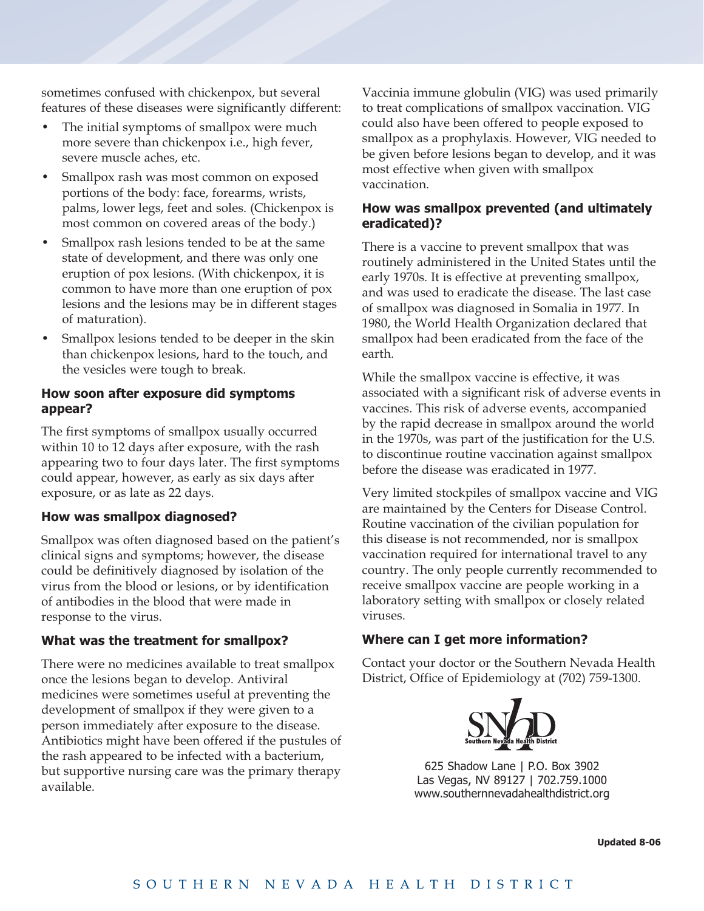sometimes confused with chickenpox, but several features of these diseases were significantly different:

- The initial symptoms of smallpox were much more severe than chickenpox i.e., high fever, severe muscle aches, etc.
- Smallpox rash was most common on exposed portions of the body: face, forearms, wrists, palms, lower legs, feet and soles. (Chickenpox is most common on covered areas of the body.)
- Smallpox rash lesions tended to be at the same state of development, and there was only one eruption of pox lesions. (With chickenpox, it is common to have more than one eruption of pox lesions and the lesions may be in different stages of maturation).
- Smallpox lesions tended to be deeper in the skin than chickenpox lesions, hard to the touch, and the vesicles were tough to break.

### How soon after exposure did symptoms appear?

The first symptoms of smallpox usually occurred within 10 to 12 days after exposure, with the rash appearing two to four days later. The first symptoms could appear, however, as early as six days after exposure, or as late as 22 days.

### How was smallpox diagnosed?

Smallpox was often diagnosed based on the patient's clinical signs and symptoms; however, the disease could be definitively diagnosed by isolation of the virus from the blood or lesions, or by identification of antibodies in the blood that were made in response to the virus.

### What was the treatment for smallpox?

There were no medicines available to treat smallpox once the lesions began to develop. Antiviral medicines were sometimes useful at preventing the development of smallpox if they were given to a person immediately after exposure to the disease. Antibiotics might have been offered if the pustules of the rash appeared to be infected with a bacterium, but supportive nursing care was the primary therapy available.

Vaccinia immune globulin (VIG) was used primarily to treat complications of smallpox vaccination. VIG could also have been offered to people exposed to smallpox as a prophylaxis. However, VIG needed to be given before lesions began to develop, and it was most effective when given with smallpox vaccination.

### How was smallpox prevented (and ultimately eradicated)?

There is a vaccine to prevent smallpox that was routinely administered in the United States until the early 1970s. It is effective at preventing smallpox, and was used to eradicate the disease. The last case of smallpox was diagnosed in Somalia in 1977. In 1980, the World Health Organization declared that smallpox had been eradicated from the face of the earth.

While the smallpox vaccine is effective, it was associated with a significant risk of adverse events in vaccines. This risk of adverse events, accompanied by the rapid decrease in smallpox around the world in the 1970s, was part of the justification for the U.S. to discontinue routine vaccination against smallpox before the disease was eradicated in 1977.

Very limited stockpiles of smallpox vaccine and VIG are maintained by the Centers for Disease Control. Routine vaccination of the civilian population for this disease is not recommended, nor is smallpox vaccination required for international travel to any country. The only people currently recommended to receive smallpox vaccine are people working in a laboratory setting with smallpox or closely related viruses.

### Where can I get more information?

Contact your doctor or the Southern Nevada Health District, Office of Epidemiology at (702) 759-1300.

SNHD Southern Nevada Health District

625 Shadow Lane | P.O. Box 3902
Las Vegas, NV 89127 | 702.759.1000
www.southernnevadahealthdistrict.org

**Updated 8-06**